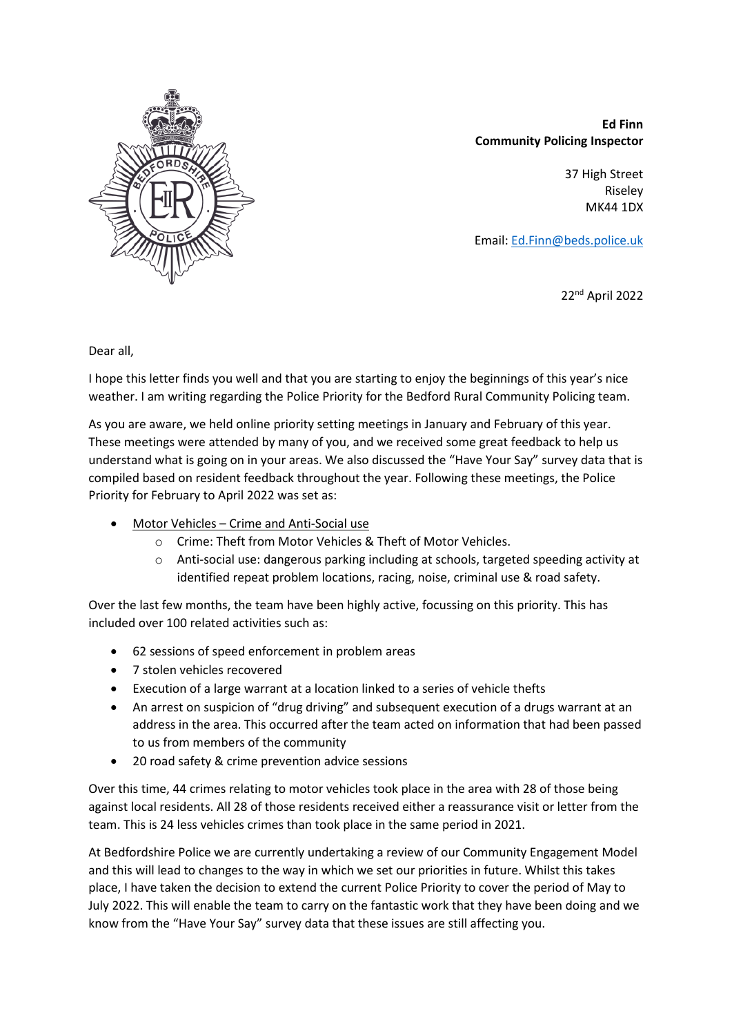**Ed Finn**
**Community Policing Inspector**

37 High Street
Riseley
MK44 1DX

Email: [Ed.Finn@beds.police.uk](mailto:Ed.Finn@beds.police.uk)

22nd April 2022

Dear all,

I hope this letter finds you well and that you are starting to enjoy the beginnings of this year's nice weather. I am writing regarding the Police Priority for the Bedford Rural Community Policing team.

As you are aware, we held online priority setting meetings in January and February of this year. These meetings were attended by many of you, and we received some great feedback to help us understand what is going on in your areas. We also discussed the "Have Your Say" survey data that is compiled based on resident feedback throughout the year. Following these meetings, the Police Priority for February to April 2022 was set as:

- <u>Motor Vehicles – Crime and Anti-Social use</u>
  - Crime: Theft from Motor Vehicles & Theft of Motor Vehicles.
  - Anti-social use: dangerous parking including at schools, targeted speeding activity at identified repeat problem locations, racing, noise, criminal use & road safety.

Over the last few months, the team have been highly active, focussing on this priority. This has included over 100 related activities such as:

- 62 sessions of speed enforcement in problem areas
- 7 stolen vehicles recovered
- Execution of a large warrant at a location linked to a series of vehicle thefts
- An arrest on suspicion of "drug driving" and subsequent execution of a drugs warrant at an address in the area. This occurred after the team acted on information that had been passed to us from members of the community
- 20 road safety & crime prevention advice sessions

Over this time, 44 crimes relating to motor vehicles took place in the area with 28 of those being against local residents. All 28 of those residents received either a reassurance visit or letter from the team. This is 24 less vehicles crimes than took place in the same period in 2021.

At Bedfordshire Police we are currently undertaking a review of our Community Engagement Model and this will lead to changes to the way in which we set our priorities in future. Whilst this takes place, I have taken the decision to extend the current Police Priority to cover the period of May to July 2022. This will enable the team to carry on the fantastic work that they have been doing and we know from the "Have Your Say" survey data that these issues are still affecting you.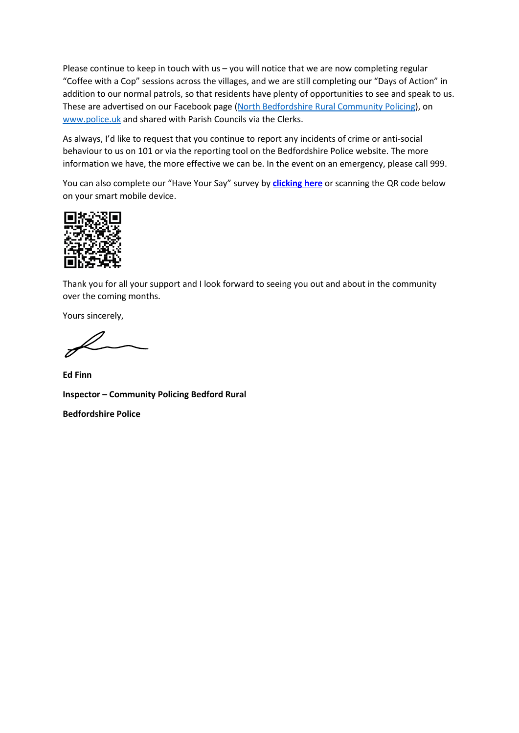Please continue to keep in touch with us – you will notice that we are now completing regular “Coffee with a Cop” sessions across the villages, and we are still completing our “Days of Action” in addition to our normal patrols, so that residents have plenty of opportunities to see and speak to us. These are advertised on our Facebook page (North Bedfordshire Rural Community Policing), on www.police.uk and shared with Parish Councils via the Clerks.

As always, I’d like to request that you continue to report any incidents of crime or anti-social behaviour to us on 101 or via the reporting tool on the Bedfordshire Police website. The more information we have, the more effective we can be. In the event on an emergency, please call 999.

You can also complete our “Have Your Say” survey by **clicking here** or scanning the QR code below on your smart mobile device.

Thank you for all your support and I look forward to seeing you out and about in the community over the coming months.

Yours sincerely,

**Ed Finn**

**Inspector – Community Policing Bedford Rural**

**Bedfordshire Police**